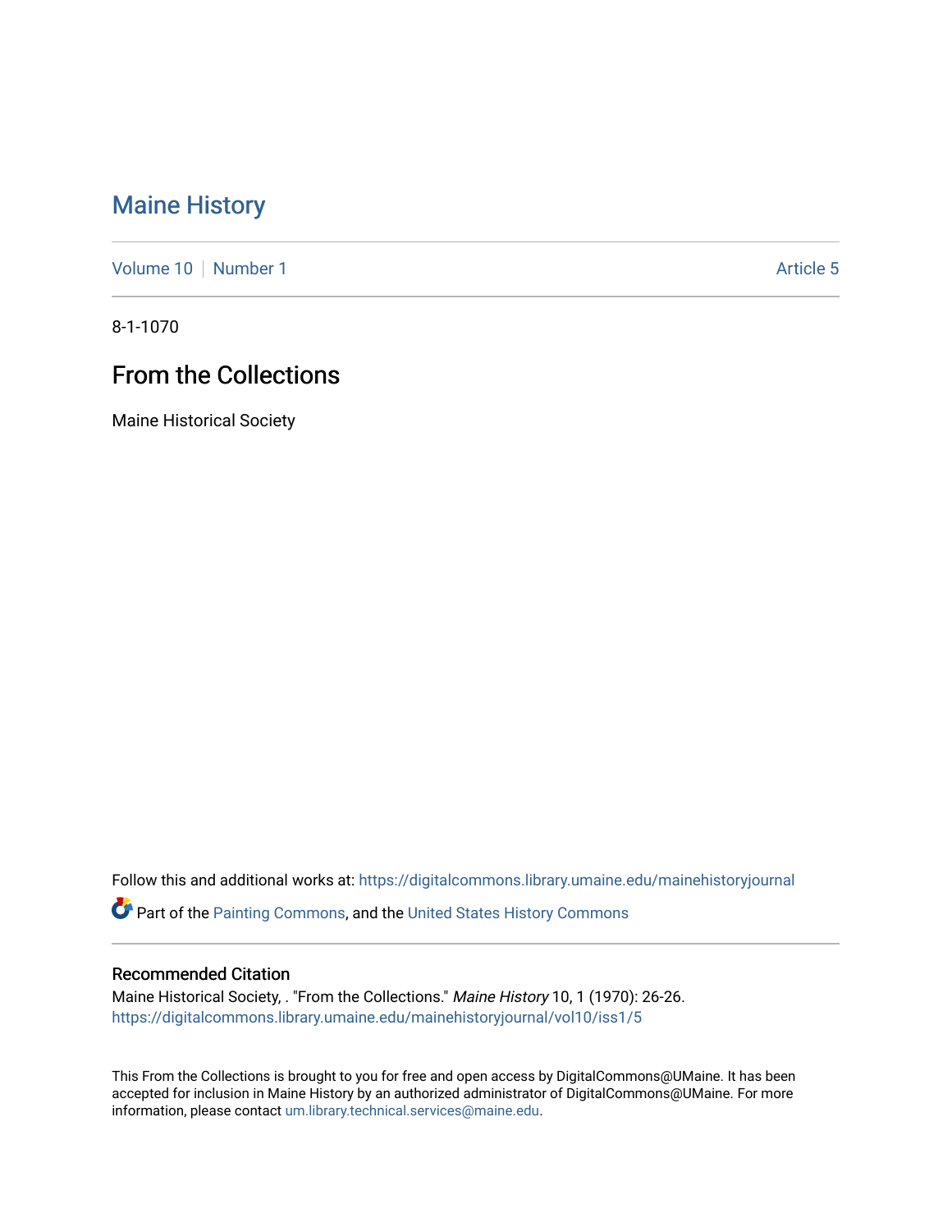# Maine History

Volume 10 | Number 1 | Article 5

8-1-1070

## From the Collections

Maine Historical Society

Follow this and additional works at: https://digitalcommons.library.umaine.edu/mainehistoryjournal

Part of the Painting Commons, and the United States History Commons

### Recommended Citation

Maine Historical Society, . "From the Collections." *Maine History* 10, 1 (1970): 26-26.
https://digitalcommons.library.umaine.edu/mainehistoryjournal/vol10/iss1/5

This From the Collections is brought to you for free and open access by DigitalCommons@UMaine. It has been accepted for inclusion in Maine History by an authorized administrator of DigitalCommons@UMaine. For more information, please contact um.library.technical.services@maine.edu.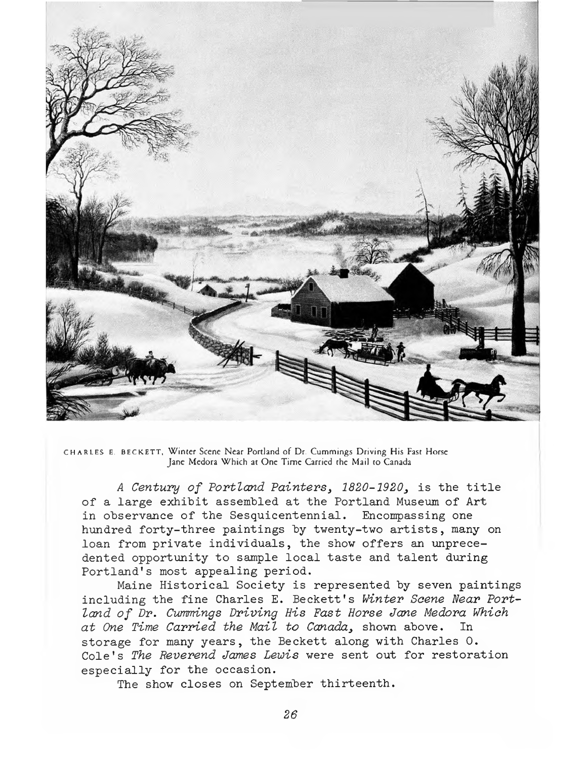CHARLES E. BECKETT, Winter Scene Near Portland of Dr. Cummings Driving His Fast Horse Jane Medora Which at One Time Carried the Mail to Canada

*A Century of Portland Painters, 1820-1920*, is the title of a large exhibit assembled at the Portland Museum of Art in observance of the Sesquicentennial. Encompassing one hundred forty-three paintings by twenty-two artists, many on loan from private individuals, the show offers an unprecedented opportunity to sample local taste and talent during Portland's most appealing period.

Maine Historical Society is represented by seven paintings including the fine Charles E. Beckett's *Winter Scene Near Portland of Dr. Cummings Driving His Fast Horse Jane Medora Which at One Time Carried the Mail to Canada*, shown above. In storage for many years, the Beckett along with Charles O. Cole's *The Reverend James Lewis* were sent out for restoration especially for the occasion.

The show closes on September thirteenth.